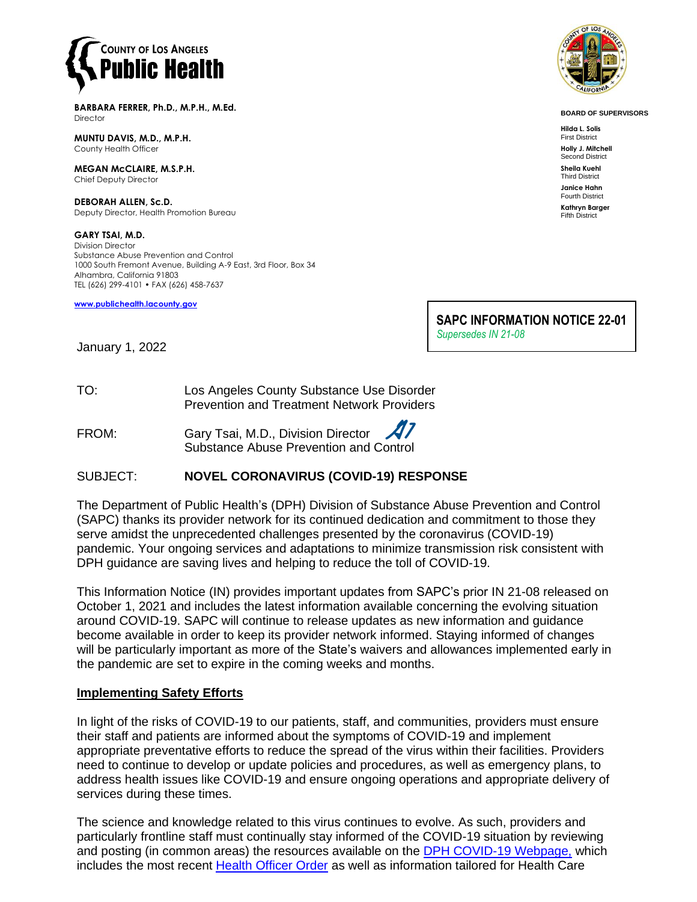**COUNTY OF LOS ANGELES**
**Public Health**

**BARBARA FERRER, Ph.D., M.P.H., M.Ed.**
Director

**MUNTU DAVIS, M.D., M.P.H.**
County Health Officer

**MEGAN McCLAIRE, M.S.P.H.**
Chief Deputy Director

**DEBORAH ALLEN, Sc.D.**
Deputy Director, Health Promotion Bureau

**GARY TSAI, M.D.**
Division Director
Substance Abuse Prevention and Control
1000 South Fremont Avenue, Building A-9 East, 3rd Floor, Box 34
Alhambra, California 91803
TEL (626) 299-4101 • FAX (626) 458-7637

**www.publichealth.lacounty.gov**

**BOARD OF SUPERVISORS**

**Hilda L. Solis**
First District
**Holly J. Mitchell**
Second District
**Sheila Kuehl**
Third District
**Janice Hahn**
Fourth District
**Kathryn Barger**
Fifth District

**SAPC INFORMATION NOTICE 22-01**
*Supersedes IN 21-08*

January 1, 2022

TO: Los Angeles County Substance Use Disorder Prevention and Treatment Network Providers

FROM: Gary Tsai, M.D., Division Director
Substance Abuse Prevention and Control

SUBJECT: **NOVEL CORONAVIRUS (COVID-19) RESPONSE**

The Department of Public Health's (DPH) Division of Substance Abuse Prevention and Control (SAPC) thanks its provider network for its continued dedication and commitment to those they serve amidst the unprecedented challenges presented by the coronavirus (COVID-19) pandemic. Your ongoing services and adaptations to minimize transmission risk consistent with DPH guidance are saving lives and helping to reduce the toll of COVID-19.

This Information Notice (IN) provides important updates from SAPC's prior IN 21-08 released on October 1, 2021 and includes the latest information available concerning the evolving situation around COVID-19. SAPC will continue to release updates as new information and guidance become available in order to keep its provider network informed. Staying informed of changes will be particularly important as more of the State's waivers and allowances implemented early in the pandemic are set to expire in the coming weeks and months.

## Implementing Safety Efforts

In light of the risks of COVID-19 to our patients, staff, and communities, providers must ensure their staff and patients are informed about the symptoms of COVID-19 and implement appropriate preventative efforts to reduce the spread of the virus within their facilities. Providers need to continue to develop or update policies and procedures, as well as emergency plans, to address health issues like COVID-19 and ensure ongoing operations and appropriate delivery of services during these times.

The science and knowledge related to this virus continues to evolve. As such, providers and particularly frontline staff must continually stay informed of the COVID-19 situation by reviewing and posting (in common areas) the resources available on the DPH COVID-19 Webpage, which includes the most recent Health Officer Order as well as information tailored for Health Care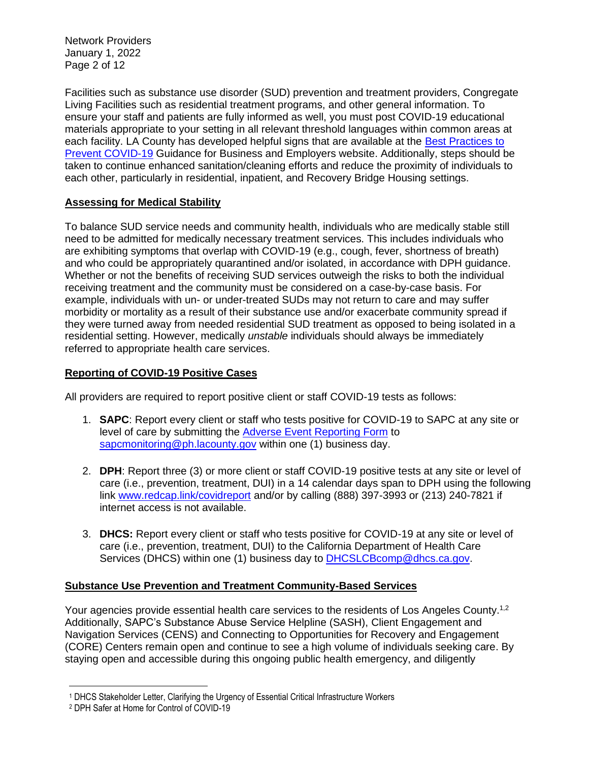Facilities such as substance use disorder (SUD) prevention and treatment providers, Congregate Living Facilities such as residential treatment programs, and other general information. To ensure your staff and patients are fully informed as well, you must post COVID-19 educational materials appropriate to your setting in all relevant threshold languages within common areas at each facility. LA County has developed helpful signs that are available at the [Best Practices to Prevent COVID-19](#) Guidance for Business and Employers website. Additionally, steps should be taken to continue enhanced sanitation/cleaning efforts and reduce the proximity of individuals to each other, particularly in residential, inpatient, and Recovery Bridge Housing settings.

## Assessing for Medical Stability

To balance SUD service needs and community health, individuals who are medically stable still need to be admitted for medically necessary treatment services. This includes individuals who are exhibiting symptoms that overlap with COVID-19 (e.g., cough, fever, shortness of breath) and who could be appropriately quarantined and/or isolated, in accordance with DPH guidance. Whether or not the benefits of receiving SUD services outweigh the risks to both the individual receiving treatment and the community must be considered on a case-by-case basis. For example, individuals with un- or under-treated SUDs may not return to care and may suffer morbidity or mortality as a result of their substance use and/or exacerbate community spread if they were turned away from needed residential SUD treatment as opposed to being isolated in a residential setting. However, medically *unstable* individuals should always be immediately referred to appropriate health care services.

## Reporting of COVID-19 Positive Cases

All providers are required to report positive client or staff COVID-19 tests as follows:

1. **SAPC**: Report every client or staff who tests positive for COVID-19 to SAPC at any site or level of care by submitting the [Adverse Event Reporting Form](#) to sapcmonitoring@ph.lacounty.gov within one (1) business day.

2. **DPH**: Report three (3) or more client or staff COVID-19 positive tests at any site or level of care (i.e., prevention, treatment, DUI) in a 14 calendar days span to DPH using the following link www.redcap.link/covidreport and/or by calling (888) 397-3993 or (213) 240-7821 if internet access is not available.

3. **DHCS:** Report every client or staff who tests positive for COVID-19 at any site or level of care (i.e., prevention, treatment, DUI) to the California Department of Health Care Services (DHCS) within one (1) business day to DHCSLCBcomp@dhcs.ca.gov.

## Substance Use Prevention and Treatment Community-Based Services

Your agencies provide essential health care services to the residents of Los Angeles County.[1,2] Additionally, SAPC's Substance Abuse Service Helpline (SASH), Client Engagement and Navigation Services (CENS) and Connecting to Opportunities for Recovery and Engagement (CORE) Centers remain open and continue to see a high volume of individuals seeking care. By staying open and accessible during this ongoing public health emergency, and diligently

---

[1] DHCS Stakeholder Letter, Clarifying the Urgency of Essential Critical Infrastructure Workers

[2] DPH Safer at Home for Control of COVID-19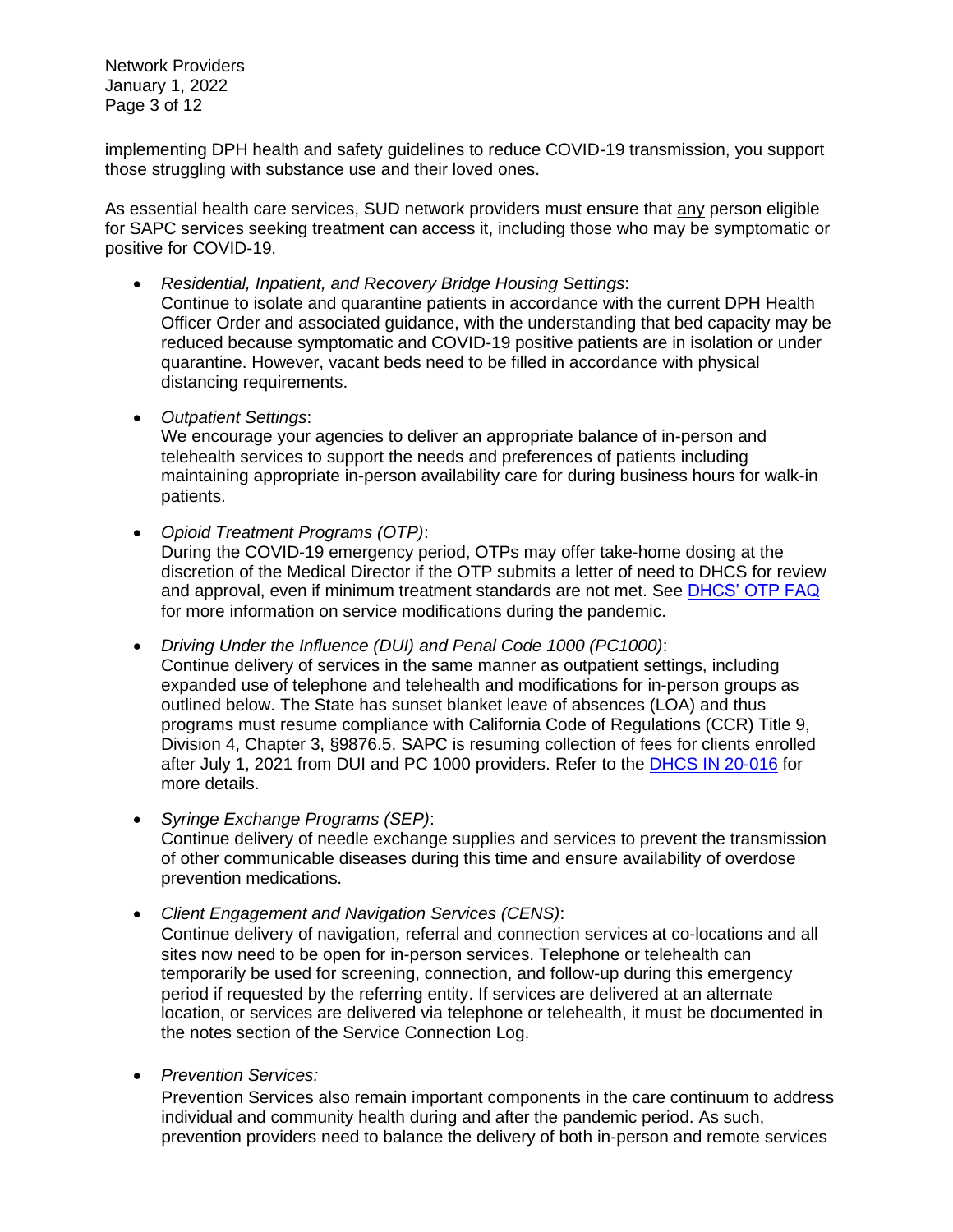implementing DPH health and safety guidelines to reduce COVID-19 transmission, you support those struggling with substance use and their loved ones.

As essential health care services, SUD network providers must ensure that any person eligible for SAPC services seeking treatment can access it, including those who may be symptomatic or positive for COVID-19.

- *Residential, Inpatient, and Recovery Bridge Housing Settings*:
  Continue to isolate and quarantine patients in accordance with the current DPH Health Officer Order and associated guidance, with the understanding that bed capacity may be reduced because symptomatic and COVID-19 positive patients are in isolation or under quarantine. However, vacant beds need to be filled in accordance with physical distancing requirements.

- *Outpatient Settings*:
  We encourage your agencies to deliver an appropriate balance of in-person and telehealth services to support the needs and preferences of patients including maintaining appropriate in-person availability care for during business hours for walk-in patients.

- *Opioid Treatment Programs (OTP)*:
  During the COVID-19 emergency period, OTPs may offer take-home dosing at the discretion of the Medical Director if the OTP submits a letter of need to DHCS for review and approval, even if minimum treatment standards are not met. See [DHCS' OTP FAQ](#) for more information on service modifications during the pandemic.

- *Driving Under the Influence (DUI) and Penal Code 1000 (PC1000)*:
  Continue delivery of services in the same manner as outpatient settings, including expanded use of telephone and telehealth and modifications for in-person groups as outlined below. The State has sunset blanket leave of absences (LOA) and thus programs must resume compliance with California Code of Regulations (CCR) Title 9, Division 4, Chapter 3, §9876.5. SAPC is resuming collection of fees for clients enrolled after July 1, 2021 from DUI and PC 1000 providers. Refer to the [DHCS IN 20-016](#) for more details.

- *Syringe Exchange Programs (SEP)*:
  Continue delivery of needle exchange supplies and services to prevent the transmission of other communicable diseases during this time and ensure availability of overdose prevention medications.

- *Client Engagement and Navigation Services (CENS)*:
  Continue delivery of navigation, referral and connection services at co-locations and all sites now need to be open for in-person services. Telephone or telehealth can temporarily be used for screening, connection, and follow-up during this emergency period if requested by the referring entity. If services are delivered at an alternate location, or services are delivered via telephone or telehealth, it must be documented in the notes section of the Service Connection Log.

- *Prevention Services:*
  Prevention Services also remain important components in the care continuum to address individual and community health during and after the pandemic period. As such, prevention providers need to balance the delivery of both in-person and remote services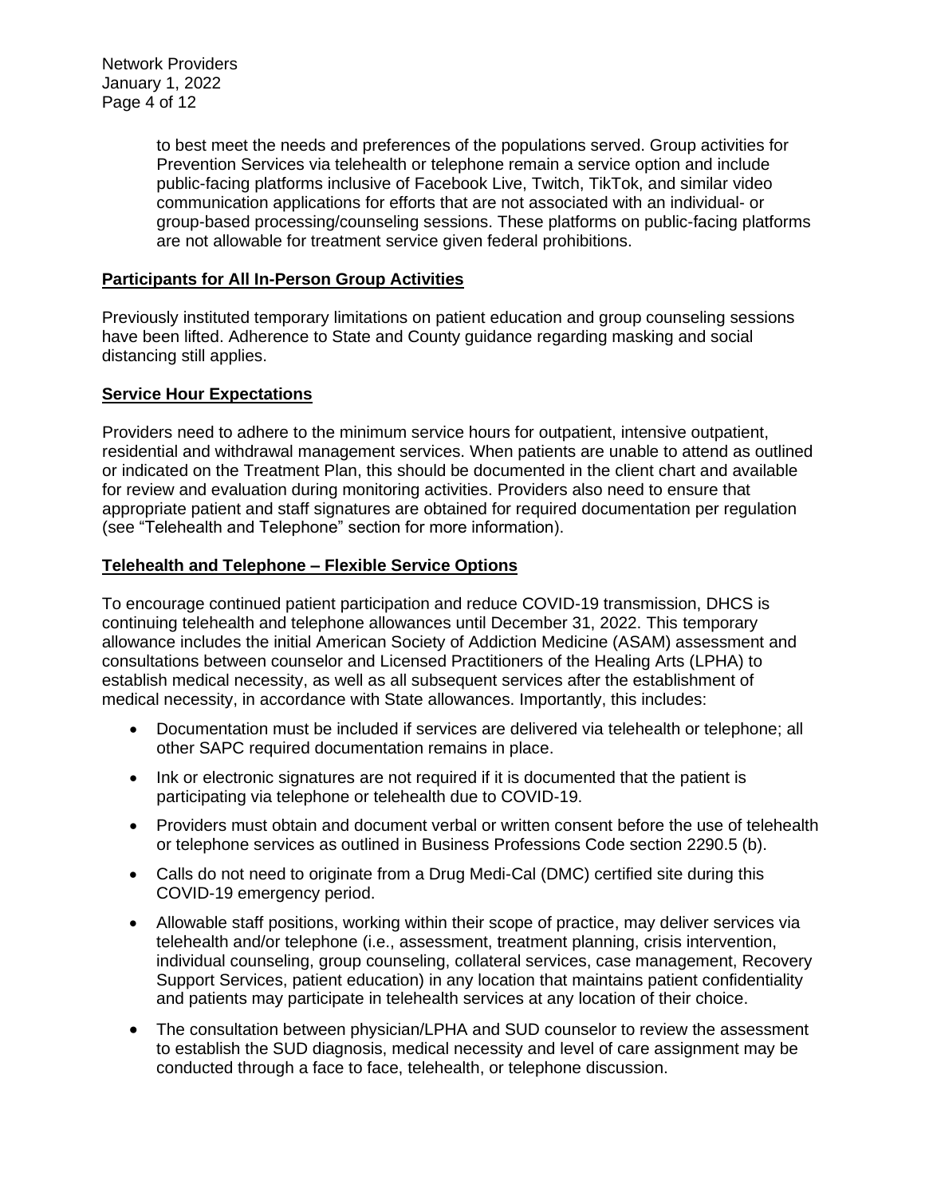to best meet the needs and preferences of the populations served. Group activities for Prevention Services via telehealth or telephone remain a service option and include public-facing platforms inclusive of Facebook Live, Twitch, TikTok, and similar video communication applications for efforts that are not associated with an individual- or group-based processing/counseling sessions. These platforms on public-facing platforms are not allowable for treatment service given federal prohibitions.

## Participants for All In-Person Group Activities

Previously instituted temporary limitations on patient education and group counseling sessions have been lifted. Adherence to State and County guidance regarding masking and social distancing still applies.

## Service Hour Expectations

Providers need to adhere to the minimum service hours for outpatient, intensive outpatient, residential and withdrawal management services. When patients are unable to attend as outlined or indicated on the Treatment Plan, this should be documented in the client chart and available for review and evaluation during monitoring activities. Providers also need to ensure that appropriate patient and staff signatures are obtained for required documentation per regulation (see "Telehealth and Telephone" section for more information).

## Telehealth and Telephone – Flexible Service Options

To encourage continued patient participation and reduce COVID-19 transmission, DHCS is continuing telehealth and telephone allowances until December 31, 2022. This temporary allowance includes the initial American Society of Addiction Medicine (ASAM) assessment and consultations between counselor and Licensed Practitioners of the Healing Arts (LPHA) to establish medical necessity, as well as all subsequent services after the establishment of medical necessity, in accordance with State allowances. Importantly, this includes:

- Documentation must be included if services are delivered via telehealth or telephone; all other SAPC required documentation remains in place.
- Ink or electronic signatures are not required if it is documented that the patient is participating via telephone or telehealth due to COVID-19.
- Providers must obtain and document verbal or written consent before the use of telehealth or telephone services as outlined in Business Professions Code section 2290.5 (b).
- Calls do not need to originate from a Drug Medi-Cal (DMC) certified site during this COVID-19 emergency period.
- Allowable staff positions, working within their scope of practice, may deliver services via telehealth and/or telephone (i.e., assessment, treatment planning, crisis intervention, individual counseling, group counseling, collateral services, case management, Recovery Support Services, patient education) in any location that maintains patient confidentiality and patients may participate in telehealth services at any location of their choice.
- The consultation between physician/LPHA and SUD counselor to review the assessment to establish the SUD diagnosis, medical necessity and level of care assignment may be conducted through a face to face, telehealth, or telephone discussion.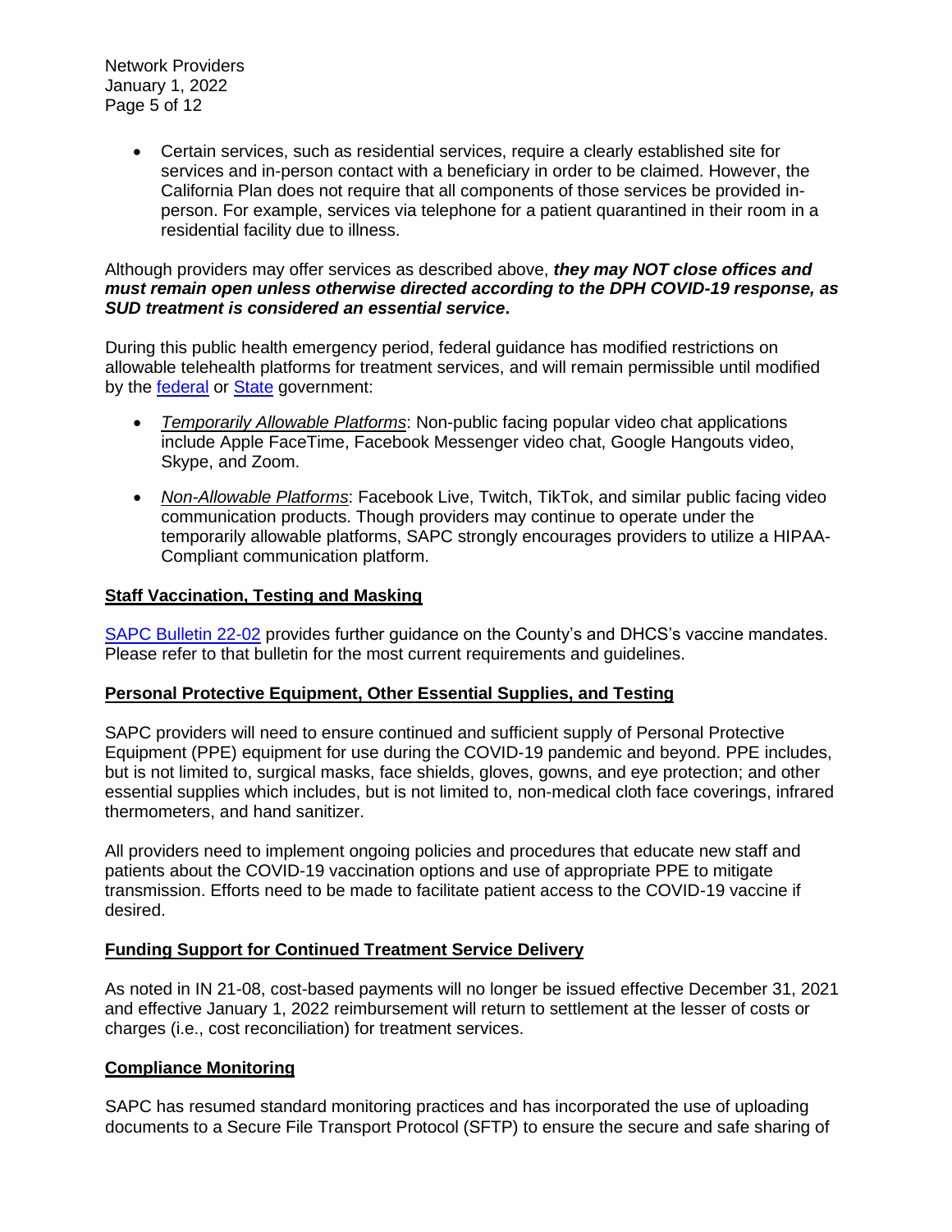- Certain services, such as residential services, require a clearly established site for services and in-person contact with a beneficiary in order to be claimed. However, the California Plan does not require that all components of those services be provided in-person. For example, services via telephone for a patient quarantined in their room in a residential facility due to illness.

Although providers may offer services as described above, ***they may NOT close offices and must remain open unless otherwise directed according to the DPH COVID-19 response, as SUD treatment is considered an essential service*****.**

During this public health emergency period, federal guidance has modified restrictions on allowable telehealth platforms for treatment services, and will remain permissible until modified by the [federal] or [State] government:

- *Temporarily Allowable Platforms*: Non-public facing popular video chat applications include Apple FaceTime, Facebook Messenger video chat, Google Hangouts video, Skype, and Zoom.
- *Non-Allowable Platforms*: Facebook Live, Twitch, TikTok, and similar public facing video communication products. Though providers may continue to operate under the temporarily allowable platforms, SAPC strongly encourages providers to utilize a HIPAA-Compliant communication platform.

## Staff Vaccination, Testing and Masking

[SAPC Bulletin 22-02] provides further guidance on the County's and DHCS's vaccine mandates. Please refer to that bulletin for the most current requirements and guidelines.

## Personal Protective Equipment, Other Essential Supplies, and Testing

SAPC providers will need to ensure continued and sufficient supply of Personal Protective Equipment (PPE) equipment for use during the COVID-19 pandemic and beyond. PPE includes, but is not limited to, surgical masks, face shields, gloves, gowns, and eye protection; and other essential supplies which includes, but is not limited to, non-medical cloth face coverings, infrared thermometers, and hand sanitizer.

All providers need to implement ongoing policies and procedures that educate new staff and patients about the COVID-19 vaccination options and use of appropriate PPE to mitigate transmission. Efforts need to be made to facilitate patient access to the COVID-19 vaccine if desired.

## Funding Support for Continued Treatment Service Delivery

As noted in IN 21-08, cost-based payments will no longer be issued effective December 31, 2021 and effective January 1, 2022 reimbursement will return to settlement at the lesser of costs or charges (i.e., cost reconciliation) for treatment services.

## Compliance Monitoring

SAPC has resumed standard monitoring practices and has incorporated the use of uploading documents to a Secure File Transport Protocol (SFTP) to ensure the secure and safe sharing of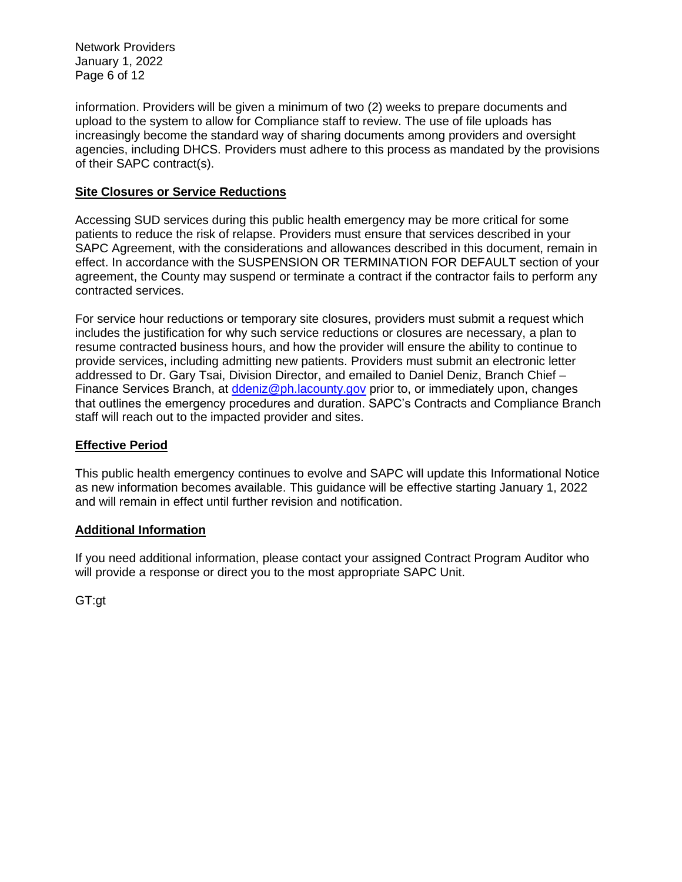information. Providers will be given a minimum of two (2) weeks to prepare documents and upload to the system to allow for Compliance staff to review. The use of file uploads has increasingly become the standard way of sharing documents among providers and oversight agencies, including DHCS. Providers must adhere to this process as mandated by the provisions of their SAPC contract(s).

## Site Closures or Service Reductions

Accessing SUD services during this public health emergency may be more critical for some patients to reduce the risk of relapse. Providers must ensure that services described in your SAPC Agreement, with the considerations and allowances described in this document, remain in effect. In accordance with the SUSPENSION OR TERMINATION FOR DEFAULT section of your agreement, the County may suspend or terminate a contract if the contractor fails to perform any contracted services.

For service hour reductions or temporary site closures, providers must submit a request which includes the justification for why such service reductions or closures are necessary, a plan to resume contracted business hours, and how the provider will ensure the ability to continue to provide services, including admitting new patients. Providers must submit an electronic letter addressed to Dr. Gary Tsai, Division Director, and emailed to Daniel Deniz, Branch Chief – Finance Services Branch, at ddeniz@ph.lacounty.gov prior to, or immediately upon, changes that outlines the emergency procedures and duration. SAPC's Contracts and Compliance Branch staff will reach out to the impacted provider and sites.

## Effective Period

This public health emergency continues to evolve and SAPC will update this Informational Notice as new information becomes available. This guidance will be effective starting January 1, 2022 and will remain in effect until further revision and notification.

## Additional Information

If you need additional information, please contact your assigned Contract Program Auditor who will provide a response or direct you to the most appropriate SAPC Unit.

GT:gt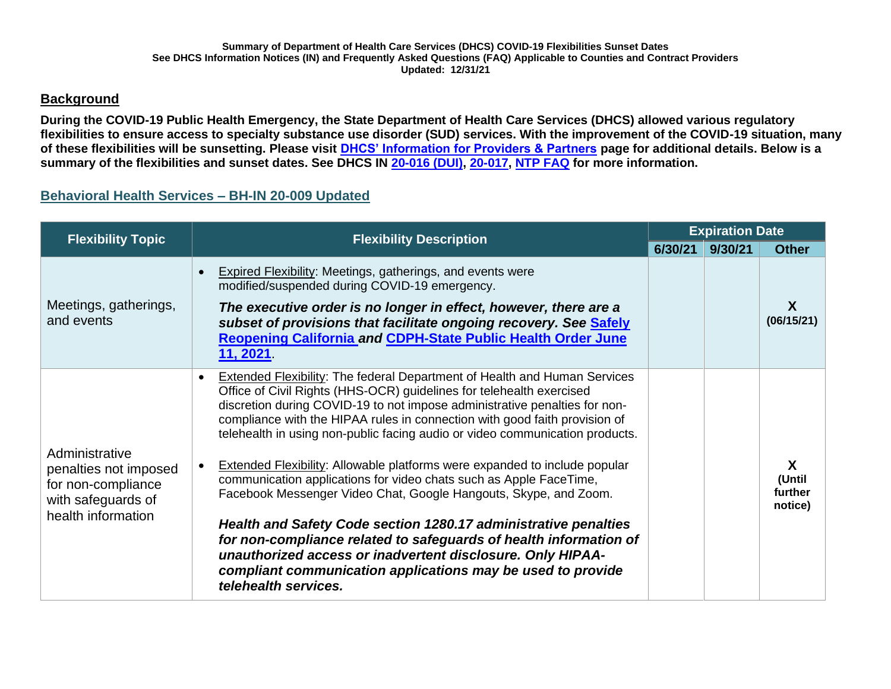**Summary of Department of Health Care Services (DHCS) COVID-19 Flexibilities Sunset Dates**
**See DHCS Information Notices (IN) and Frequently Asked Questions (FAQ) Applicable to Counties and Contract Providers**
**Updated: 12/31/21**

## Background

**During the COVID-19 Public Health Emergency, the State Department of Health Care Services (DHCS) allowed various regulatory flexibilities to ensure access to specialty substance use disorder (SUD) services. With the improvement of the COVID-19 situation, many of these flexibilities will be sunsetting. Please visit DHCS' Information for Providers & Partners page for additional details. Below is a summary of the flexibilities and sunset dates. See DHCS IN 20-016 (DUI), 20-017, NTP FAQ for more information.**

### Behavioral Health Services – BH-IN 20-009 Updated

| Flexibility Topic | Flexibility Description | Expiration Date | | |
|---|---|---|---|---|
| | | 6/30/21 | 9/30/21 | Other |
| Meetings, gatherings, and events | • Expired Flexibility: Meetings, gatherings, and events were modified/suspended during COVID-19 emergency.<br><br>***The executive order is no longer in effect, however, there are a subset of provisions that facilitate ongoing recovery. See Safely Reopening California and CDPH-State Public Health Order June 11, 2021.*** | | | **X (06/15/21)** |
| Administrative penalties not imposed for non-compliance with safeguards of health information | • Extended Flexibility: The federal Department of Health and Human Services Office of Civil Rights (HHS-OCR) guidelines for telehealth exercised discretion during COVID-19 to not impose administrative penalties for non-compliance with the HIPAA rules in connection with good faith provision of telehealth in using non-public facing audio or video communication products.<br><br>• Extended Flexibility: Allowable platforms were expanded to include popular communication applications for video chats such as Apple FaceTime, Facebook Messenger Video Chat, Google Hangouts, Skype, and Zoom.<br><br>***Health and Safety Code section 1280.17 administrative penalties for non-compliance related to safeguards of health information of unauthorized access or inadvertent disclosure. Only HIPAA-compliant communication applications may be used to provide telehealth services.*** | | | **X (Until further notice)** |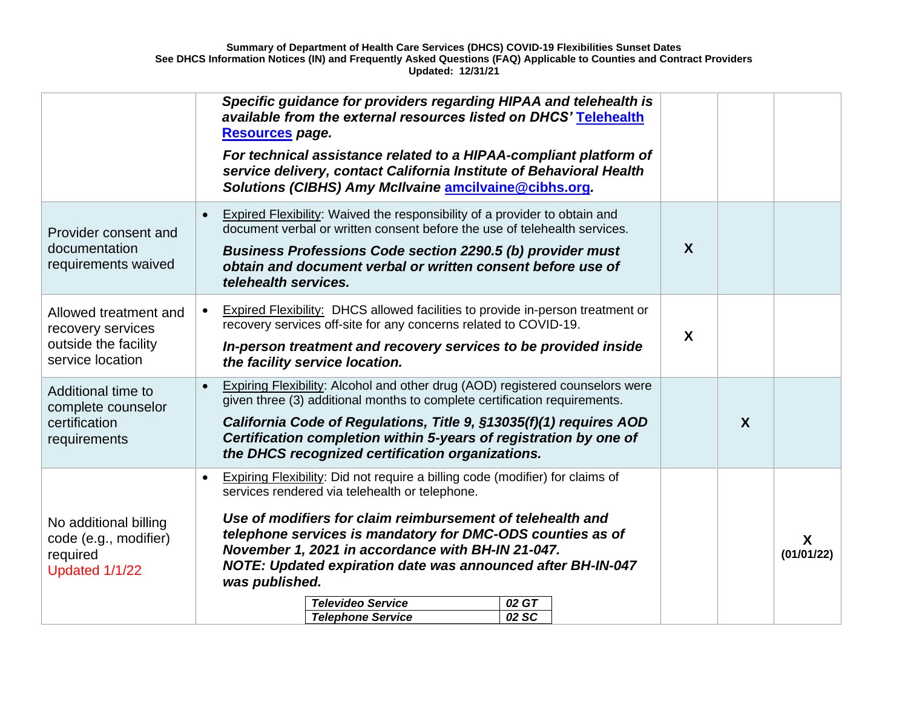**Summary of Department of Health Care Services (DHCS) COVID-19 Flexibilities Sunset Dates**
**See DHCS Information Notices (IN) and Frequently Asked Questions (FAQ) Applicable to Counties and Contract Providers**
**Updated: 12/31/21**

| | | | | |
|---|---|---|---|---|
| | ***Specific guidance for providers regarding HIPAA and telehealth is available from the external resources listed on DHCS' Telehealth Resources page.*** <br><br> ***For technical assistance related to a HIPAA-compliant platform of service delivery, contact California Institute of Behavioral Health Solutions (CIBHS) Amy McIlvaine amcilvaine@cibhs.org.*** | | | |
| Provider consent and documentation requirements waived | • Expired Flexibility: Waived the responsibility of a provider to obtain and document verbal or written consent before the use of telehealth services. <br><br> ***Business Professions Code section 2290.5 (b) provider must obtain and document verbal or written consent before use of telehealth services.*** | **X** | | |
| Allowed treatment and recovery services outside the facility service location | • Expired Flexibility: DHCS allowed facilities to provide in-person treatment or recovery services off-site for any concerns related to COVID-19. <br><br> ***In-person treatment and recovery services to be provided inside the facility service location.*** | **X** | | |
| Additional time to complete counselor certification requirements | • Expiring Flexibility: Alcohol and other drug (AOD) registered counselors were given three (3) additional months to complete certification requirements. <br><br> ***California Code of Regulations, Title 9, §13035(f)(1) requires AOD Certification completion within 5-years of registration by one of the DHCS recognized certification organizations.*** | | **X** | |
| No additional billing code (e.g., modifier) required <br> Updated 1/1/22 | • Expiring Flexibility: Did not require a billing code (modifier) for claims of services rendered via telehealth or telephone. <br><br> ***Use of modifiers for claim reimbursement of telehealth and telephone services is mandatory for DMC-ODS counties as of November 1, 2021 in accordance with BH-IN 21-047.*** <br> ***NOTE: Updated expiration date was announced after BH-IN-047 was published.*** <br><br> ***Televideo Service — 02 GT*** <br> ***Telephone Service — 02 SC*** | | | **X** <br> **(01/01/22)** |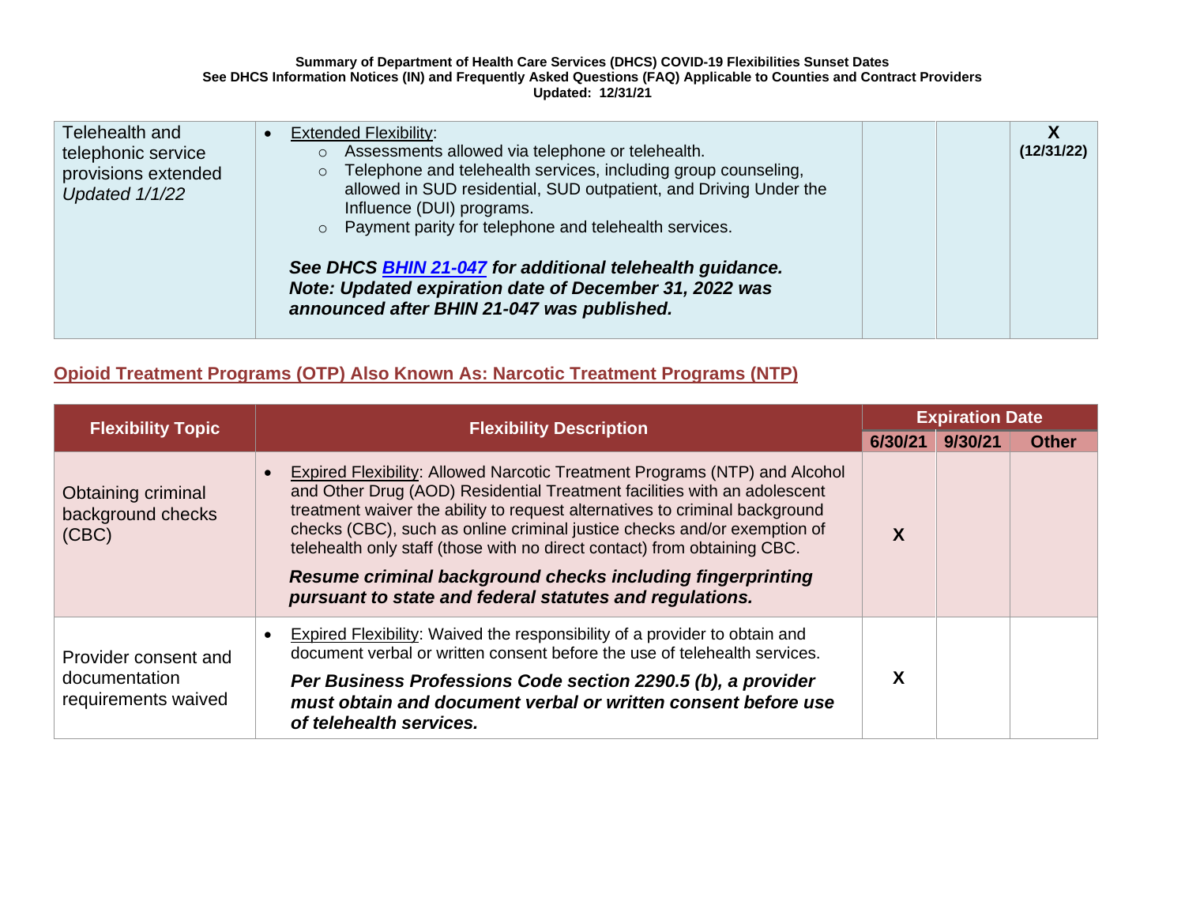| Telehealth and telephonic service provisions extended *Updated 1/1/22* | • <u>Extended Flexibility</u>:<br>○ Assessments allowed via telephone or telehealth.<br>○ Telephone and telehealth services, including group counseling, allowed in SUD residential, SUD outpatient, and Driving Under the Influence (DUI) programs.<br>○ Payment parity for telephone and telehealth services.<br><br>***See DHCS [BHIN 21-047](#) for additional telehealth guidance. Note: Updated expiration date of December 31, 2022 was announced after BHIN 21-047 was published.*** | | | **X (12/31/22)** |
|---|---|---|---|---|

## Opioid Treatment Programs (OTP) Also Known As: Narcotic Treatment Programs (NTP)

| Flexibility Topic | Flexibility Description | Expiration Date | | |
|---|---|---|---|---|
| | | **6/30/21** | **9/30/21** | **Other** |
| Obtaining criminal background checks (CBC) | • <u>Expired Flexibility</u>: Allowed Narcotic Treatment Programs (NTP) and Alcohol and Other Drug (AOD) Residential Treatment facilities with an adolescent treatment waiver the ability to request alternatives to criminal background checks (CBC), such as online criminal justice checks and/or exemption of telehealth only staff (those with no direct contact) from obtaining CBC.<br><br>***Resume criminal background checks including fingerprinting pursuant to state and federal statutes and regulations.*** | **X** | | |
| Provider consent and documentation requirements waived | • <u>Expired Flexibility</u>: Waived the responsibility of a provider to obtain and document verbal or written consent before the use of telehealth services.<br><br>***Per Business Professions Code section 2290.5 (b), a provider must obtain and document verbal or written consent before use of telehealth services.*** | **X** | | |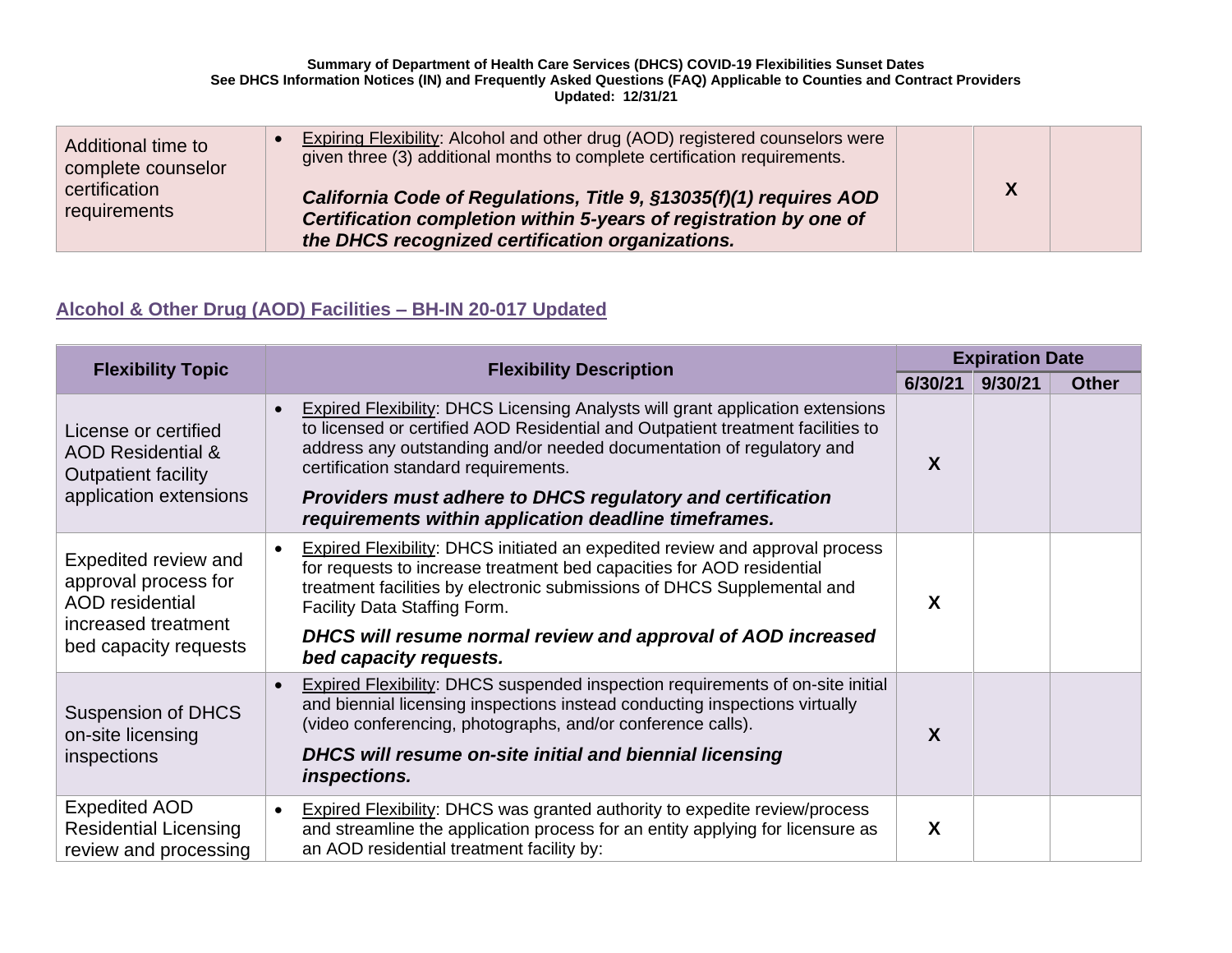| Additional time to complete counselor certification requirements | • <u>Expiring Flexibility</u>: Alcohol and other drug (AOD) registered counselors were given three (3) additional months to complete certification requirements.<br><br>***California Code of Regulations, Title 9, §13035(f)(1) requires AOD Certification completion within 5-years of registration by one of the DHCS recognized certification organizations.*** | | X | |
|---|---|---|---|---|

## Alcohol & Other Drug (AOD) Facilities – BH-IN 20-017 Updated

| Flexibility Topic | Flexibility Description | Expiration Date | | |
|---|---|---|---|---|
| | | 6/30/21 | 9/30/21 | Other |
| License or certified AOD Residential & Outpatient facility application extensions | • <u>Expired Flexibility</u>: DHCS Licensing Analysts will grant application extensions to licensed or certified AOD Residential and Outpatient treatment facilities to address any outstanding and/or needed documentation of regulatory and certification standard requirements.<br><br>***Providers must adhere to DHCS regulatory and certification requirements within application deadline timeframes.*** | X | | |
| Expedited review and approval process for AOD residential increased treatment bed capacity requests | • <u>Expired Flexibility</u>: DHCS initiated an expedited review and approval process for requests to increase treatment bed capacities for AOD residential treatment facilities by electronic submissions of DHCS Supplemental and Facility Data Staffing Form.<br><br>***DHCS will resume normal review and approval of AOD increased bed capacity requests.*** | X | | |
| Suspension of DHCS on-site licensing inspections | • <u>Expired Flexibility</u>: DHCS suspended inspection requirements of on-site initial and biennial licensing inspections instead conducting inspections virtually (video conferencing, photographs, and/or conference calls).<br><br>***DHCS will resume on-site initial and biennial licensing inspections.*** | X | | |
| Expedited AOD Residential Licensing review and processing | • <u>Expired Flexibility</u>: DHCS was granted authority to expedite review/process and streamline the application process for an entity applying for licensure as an AOD residential treatment facility by: | X | | |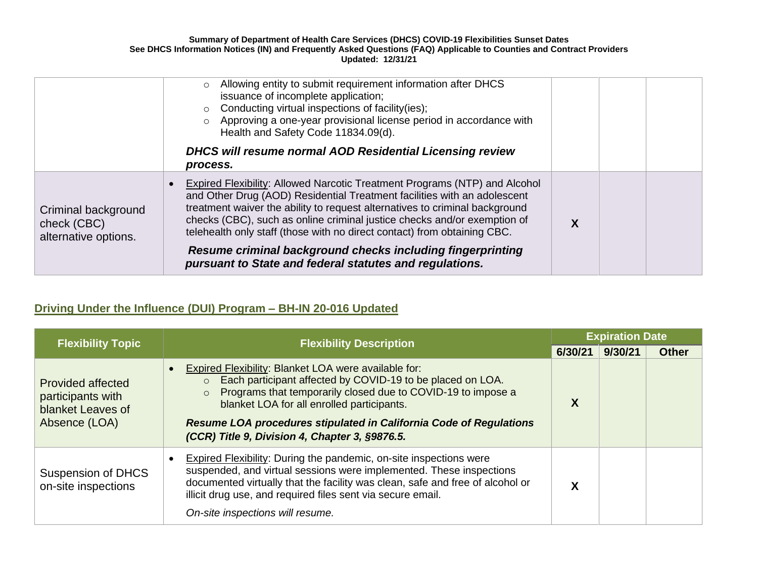| | | | | |
|---|---|---|---|---|
| | ○ Allowing entity to submit requirement information after DHCS issuance of incomplete application;<br>○ Conducting virtual inspections of facility(ies);<br>○ Approving a one-year provisional license period in accordance with Health and Safety Code 11834.09(d).<br><br>***DHCS will resume normal AOD Residential Licensing review process.*** | | | |
| Criminal background check (CBC) alternative options. | • Expired Flexibility: Allowed Narcotic Treatment Programs (NTP) and Alcohol and Other Drug (AOD) Residential Treatment facilities with an adolescent treatment waiver the ability to request alternatives to criminal background checks (CBC), such as online criminal justice checks and/or exemption of telehealth only staff (those with no direct contact) from obtaining CBC.<br><br>***Resume criminal background checks including fingerprinting pursuant to State and federal statutes and regulations.*** | **X** | | |

## Driving Under the Influence (DUI) Program – BH-IN 20-016 Updated

| Flexibility Topic | Flexibility Description | Expiration Date | | |
|---|---|---|---|---|
| | | **6/30/21** | **9/30/21** | **Other** |
| Provided affected participants with blanket Leaves of Absence (LOA) | • Expired Flexibility: Blanket LOA were available for:<br>○ Each participant affected by COVID-19 to be placed on LOA.<br>○ Programs that temporarily closed due to COVID-19 to impose a blanket LOA for all enrolled participants.<br><br>***Resume LOA procedures stipulated in California Code of Regulations (CCR) Title 9, Division 4, Chapter 3, §9876.5.*** | **X** | | |
| Suspension of DHCS on-site inspections | • Expired Flexibility: During the pandemic, on-site inspections were suspended, and virtual sessions were implemented. These inspections documented virtually that the facility was clean, safe and free of alcohol or illicit drug use, and required files sent via secure email.<br><br>*On-site inspections will resume.* | **X** | | |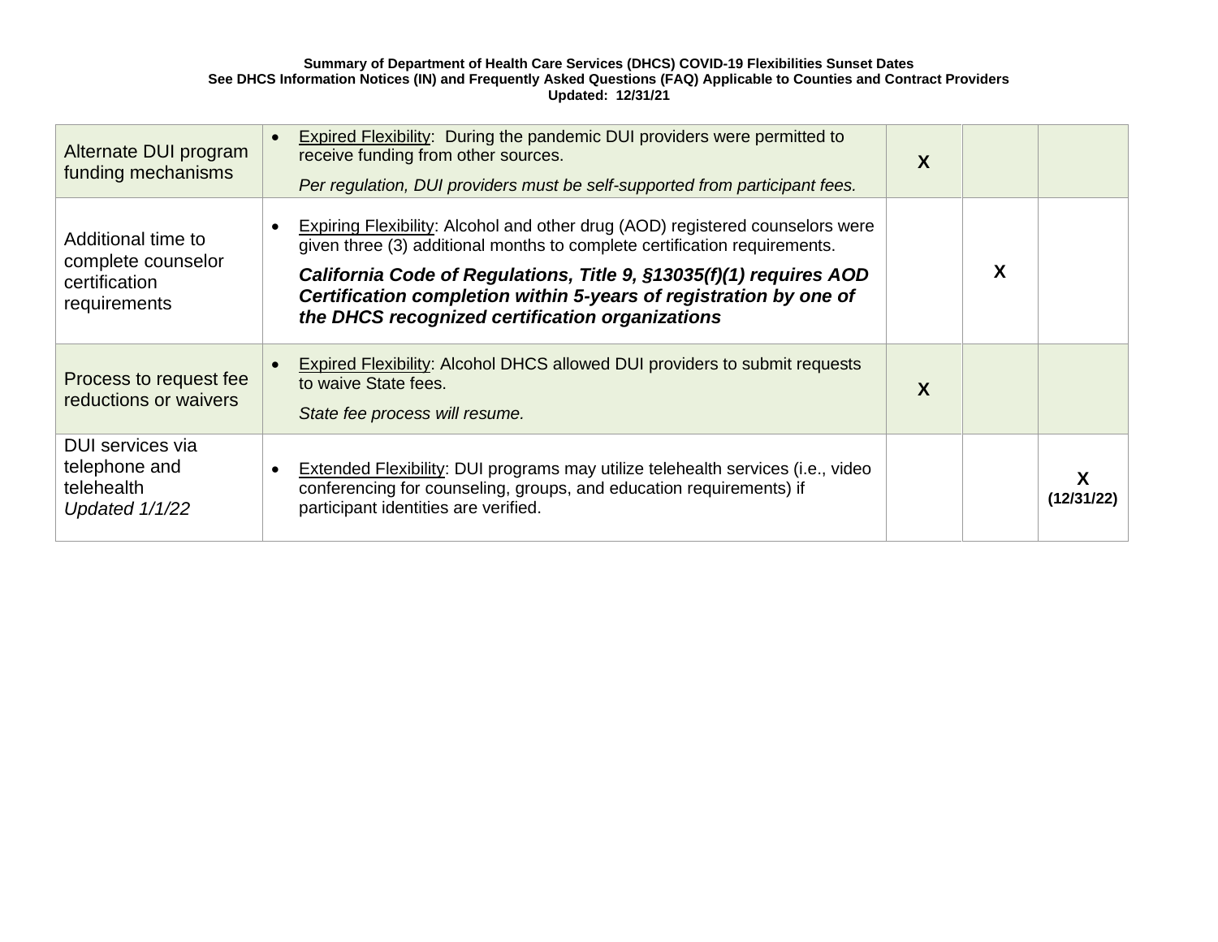**Summary of Department of Health Care Services (DHCS) COVID-19 Flexibilities Sunset Dates**
**See DHCS Information Notices (IN) and Frequently Asked Questions (FAQ) Applicable to Counties and Contract Providers**
**Updated: 12/31/21**

| | | | | |
|---|---|---|---|---|
| Alternate DUI program funding mechanisms | • Expired Flexibility: During the pandemic DUI providers were permitted to receive funding from other sources.<br>*Per regulation, DUI providers must be self-supported from participant fees.* | X | | |
| Additional time to complete counselor certification requirements | • Expiring Flexibility: Alcohol and other drug (AOD) registered counselors were given three (3) additional months to complete certification requirements.<br>***California Code of Regulations, Title 9, §13035(f)(1) requires AOD Certification completion within 5-years of registration by one of the DHCS recognized certification organizations*** | | X | |
| Process to request fee reductions or waivers | • Expired Flexibility: Alcohol DHCS allowed DUI providers to submit requests to waive State fees.<br>*State fee process will resume.* | X | | |
| DUI services via telephone and telehealth<br>*Updated 1/1/22* | • Extended Flexibility: DUI programs may utilize telehealth services (i.e., video conferencing for counseling, groups, and education requirements) if participant identities are verified. | | | X<br>(12/31/22) |